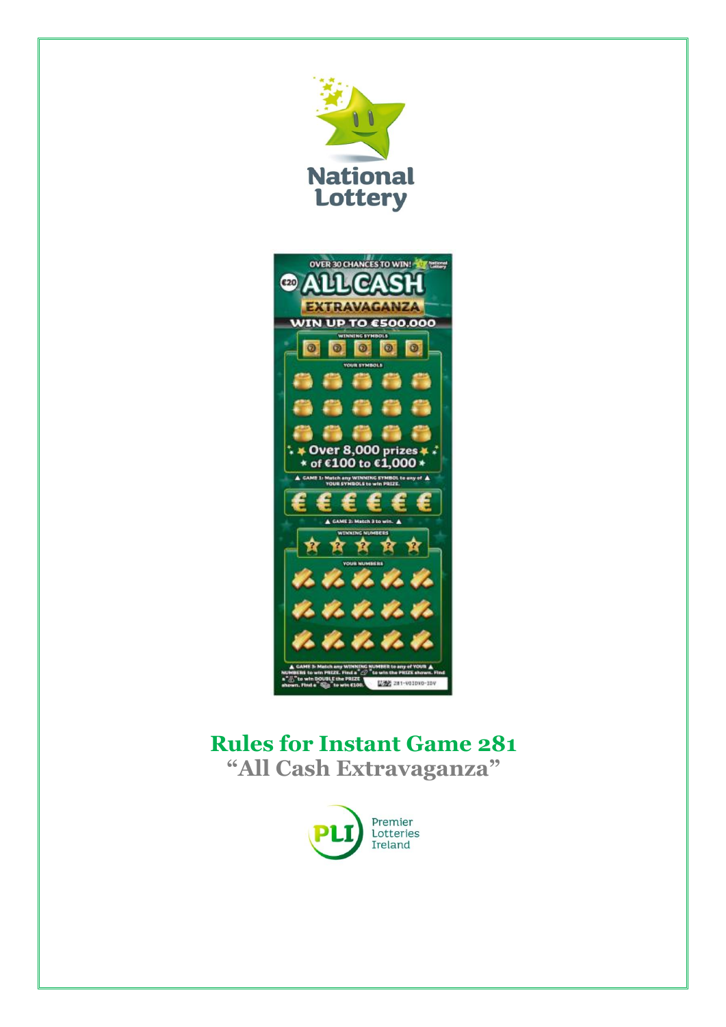National Lottery

# Rules for Instant Game 281

## "All Cash Extravaganza"

Premier Lotteries Ireland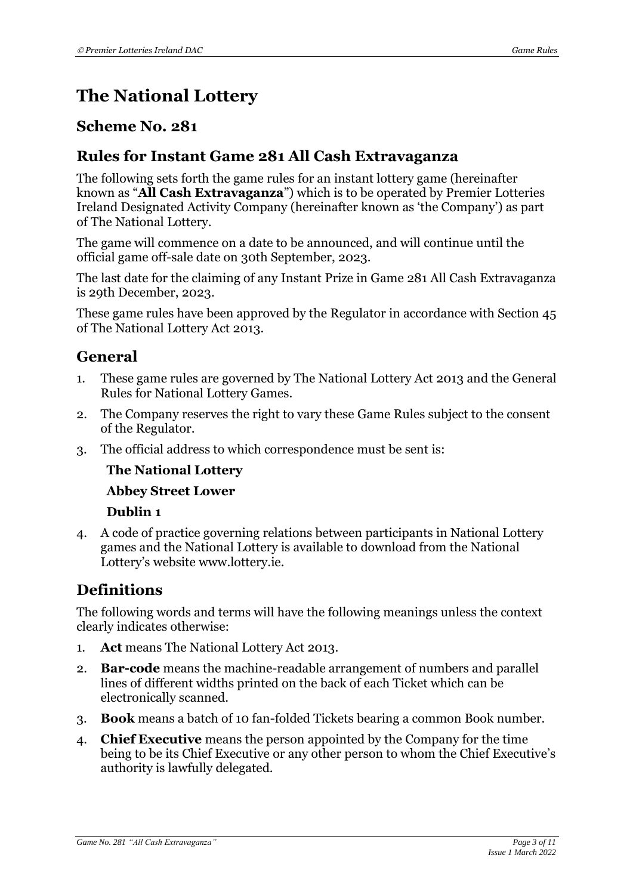# The National Lottery

## Scheme No. 281

## Rules for Instant Game 281 All Cash Extravaganza

The following sets forth the game rules for an instant lottery game (hereinafter known as "**All Cash Extravaganza**") which is to be operated by Premier Lotteries Ireland Designated Activity Company (hereinafter known as 'the Company') as part of The National Lottery.

The game will commence on a date to be announced, and will continue until the official game off-sale date on 30th September, 2023.

The last date for the claiming of any Instant Prize in Game 281 All Cash Extravaganza is 29th December, 2023.

These game rules have been approved by the Regulator in accordance with Section 45 of The National Lottery Act 2013.

## General

1. These game rules are governed by The National Lottery Act 2013 and the General Rules for National Lottery Games.
2. The Company reserves the right to vary these Game Rules subject to the consent of the Regulator.
3. The official address to which correspondence must be sent is:

   **The National Lottery**

   **Abbey Street Lower**

   **Dublin 1**

4. A code of practice governing relations between participants in National Lottery games and the National Lottery is available to download from the National Lottery's website www.lottery.ie.

## Definitions

The following words and terms will have the following meanings unless the context clearly indicates otherwise:

1. **Act** means The National Lottery Act 2013.
2. **Bar-code** means the machine-readable arrangement of numbers and parallel lines of different widths printed on the back of each Ticket which can be electronically scanned.
3. **Book** means a batch of 10 fan-folded Tickets bearing a common Book number.
4. **Chief Executive** means the person appointed by the Company for the time being to be its Chief Executive or any other person to whom the Chief Executive's authority is lawfully delegated.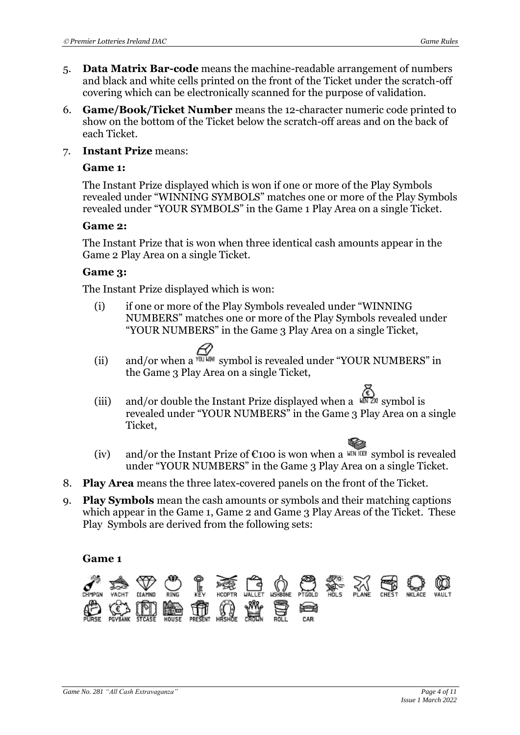5. **Data Matrix Bar-code** means the machine-readable arrangement of numbers and black and white cells printed on the front of the Ticket under the scratch-off covering which can be electronically scanned for the purpose of validation.

6. **Game/Book/Ticket Number** means the 12-character numeric code printed to show on the bottom of the Ticket below the scratch-off areas and on the back of each Ticket.

7. **Instant Prize** means:

   **Game 1:**

   The Instant Prize displayed which is won if one or more of the Play Symbols revealed under "WINNING SYMBOLS" matches one or more of the Play Symbols revealed under "YOUR SYMBOLS" in the Game 1 Play Area on a single Ticket.

   **Game 2:**

   The Instant Prize that is won when three identical cash amounts appear in the Game 2 Play Area on a single Ticket.

   **Game 3:**

   The Instant Prize displayed which is won:

   (i) if one or more of the Play Symbols revealed under "WINNING NUMBERS" matches one or more of the Play Symbols revealed under "YOUR NUMBERS" in the Game 3 Play Area on a single Ticket,

   (ii) and/or when a YOU WON! symbol is revealed under "YOUR NUMBERS" in the Game 3 Play Area on a single Ticket,

   (iii) and/or double the Instant Prize displayed when a WIN 2X! symbol is revealed under "YOUR NUMBERS" in the Game 3 Play Area on a single Ticket,

   (iv) and/or the Instant Prize of €100 is won when a WIN 100! symbol is revealed under "YOUR NUMBERS" in the Game 3 Play Area on a single Ticket.

8. **Play Area** means the three latex-covered panels on the front of the Ticket.

9. **Play Symbols** mean the cash amounts or symbols and their matching captions which appear in the Game 1, Game 2 and Game 3 Play Areas of the Ticket. These Play Symbols are derived from the following sets:

**Game 1**

CHMPGN YACHT DIAMND RING KEY HCOPTR WALLET WSHBONE PTGOLD HOLS PLANE CHEST NKLACE VAULT
PURSE PGYBANK STCASE HOUSE PRESENT HRSHOE CROWN ROLL CAR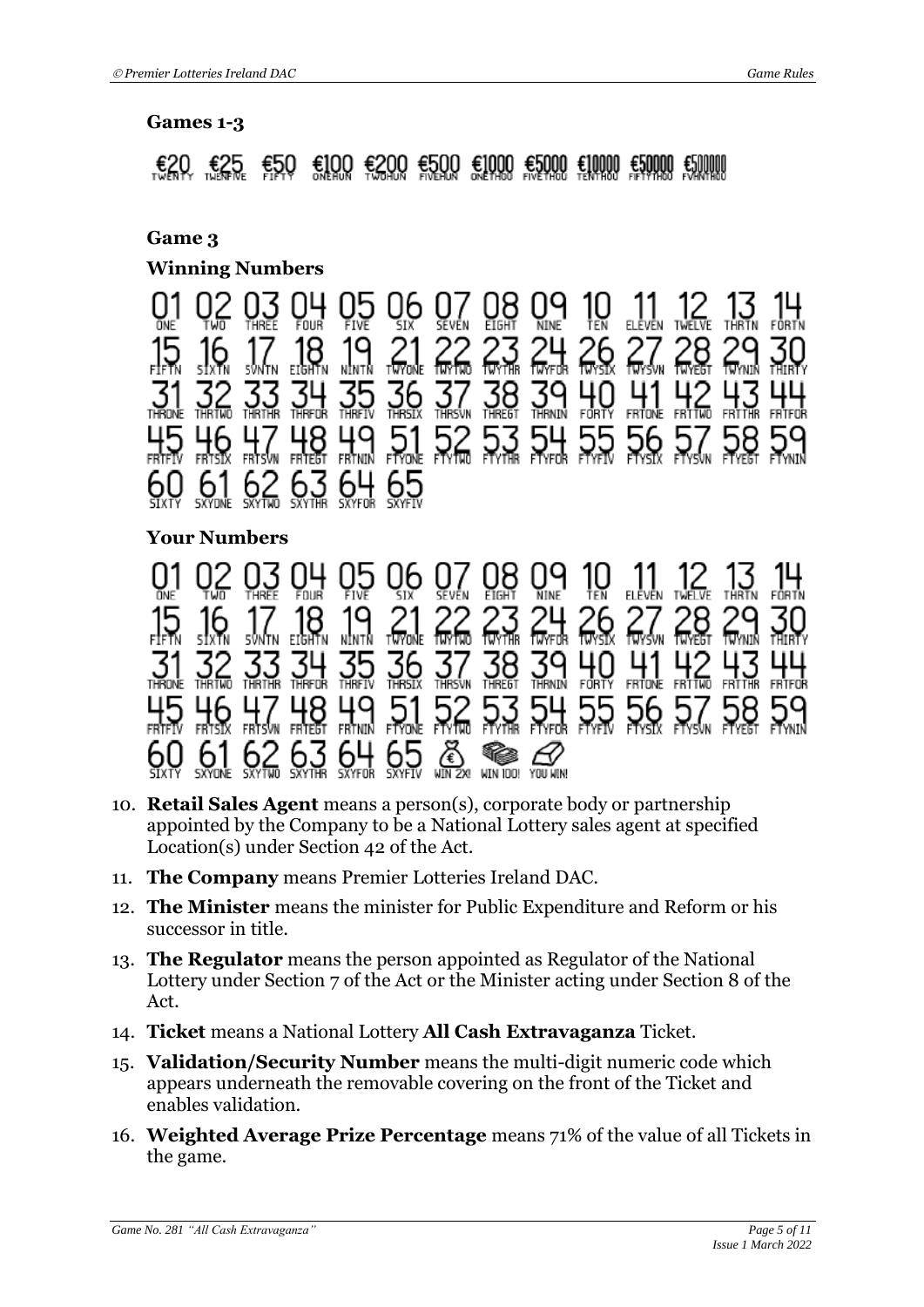**Games 1-3**

€20 TWENTY €25 TWENFIVE €50 FIFTY €100 ONEHUN €200 TWOHUN €500 FIVEHUN €1000 ONETHOU €5000 FIVETHOU €10000 TENTHOU €50000 FIFTYTHOU €500000 FVHNTHOU

**Game 3**

**Winning Numbers**

01 ONE 02 TWO 03 THREE 04 FOUR 05 FIVE 06 SIX 07 SEVEN 08 EIGHT 09 NINE 10 TEN 11 ELEVEN 12 TWELVE 13 THRTN 14 FORTN
15 FIFTN 16 SIXTN 17 SVNTN 18 EIGHTN 19 NINTN 21 TWYONE 22 TWYTWO 23 TWYTHR 24 TWYFOR 26 TWYSIX 27 TWYSVN 28 TWYEGT 29 TWYNIN 30 THIRTY
31 THRONE 32 THRTWO 33 THRTHR 34 THRFOR 35 THRFIV 36 THRSIX 37 THRSVN 38 THREGT 39 THRNIN 40 FORTY 41 FRTONE 42 FRTTWO 43 FRTTHR 44 FRTFOR
45 FRTFIV 46 FRTSIX 47 FRTSVN 48 FRTEGT 49 FRTNIN 51 FTYONE 52 FTYTWO 53 FTYTHR 54 FTYFOR 55 FTYFIV 56 FTYSIX 57 FTYSVN 58 FTYEGT 59 FTYNIN
60 SIXTY 61 SXYONE 62 SXYTWO 63 SXYTHR 64 SXYFOR 65 SXYFIV

**Your Numbers**

01 ONE 02 TWO 03 THREE 04 FOUR 05 FIVE 06 SIX 07 SEVEN 08 EIGHT 09 NINE 10 TEN 11 ELEVEN 12 TWELVE 13 THRTN 14 FORTN
15 FIFTN 16 SIXTN 17 SVNTN 18 EIGHTN 19 NINTN 21 TWYONE 22 TWYTWO 23 TWYTHR 24 TWYFOR 26 TWYSIX 27 TWYSVN 28 TWYEGT 29 TWYNIN 30 THIRTY
31 THRONE 32 THRTWO 33 THRTHR 34 THRFOR 35 THRFIV 36 THRSIX 37 THRSVN 38 THREGT 39 THRNIN 40 FORTY 41 FRTONE 42 FRTTWO 43 FRTTHR 44 FRTFOR
45 FRTFIV 46 FRTSIX 47 FRTSVN 48 FRTEGT 49 FRTNIN 51 FTYONE 52 FTYTWO 53 FTYTHR 54 FTYFOR 55 FTYFIV 56 FTYSIX 57 FTYSVN 58 FTYEGT 59 FTYNIN
60 SIXTY 61 SXYONE 62 SXYTWO 63 SXYTHR 64 SXYFOR 65 SXYFIV WIN 2X! WIN 100! YOU WIN!

10. **Retail Sales Agent** means a person(s), corporate body or partnership appointed by the Company to be a National Lottery sales agent at specified Location(s) under Section 42 of the Act.
11. **The Company** means Premier Lotteries Ireland DAC.
12. **The Minister** means the minister for Public Expenditure and Reform or his successor in title.
13. **The Regulator** means the person appointed as Regulator of the National Lottery under Section 7 of the Act or the Minister acting under Section 8 of the Act.
14. **Ticket** means a National Lottery **All Cash Extravaganza** Ticket.
15. **Validation/Security Number** means the multi-digit numeric code which appears underneath the removable covering on the front of the Ticket and enables validation.
16. **Weighted Average Prize Percentage** means 71% of the value of all Tickets in the game.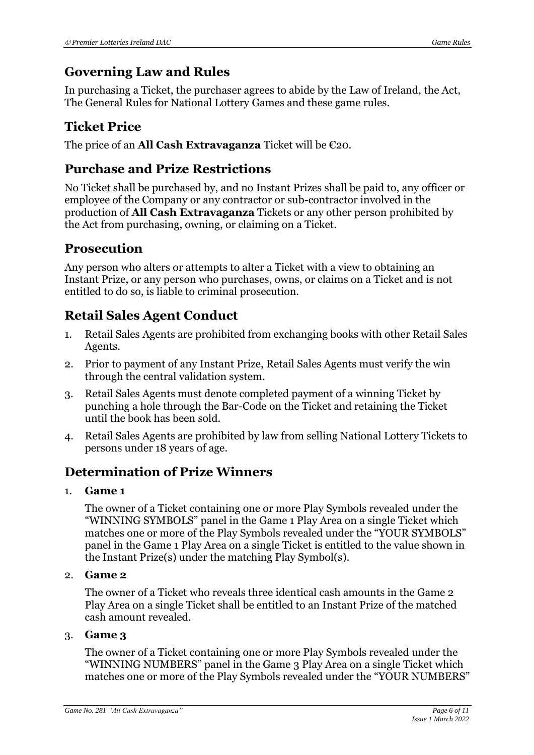## Governing Law and Rules

In purchasing a Ticket, the purchaser agrees to abide by the Law of Ireland, the Act, The General Rules for National Lottery Games and these game rules.

## Ticket Price

The price of an **All Cash Extravaganza** Ticket will be €20.

## Purchase and Prize Restrictions

No Ticket shall be purchased by, and no Instant Prizes shall be paid to, any officer or employee of the Company or any contractor or sub-contractor involved in the production of **All Cash Extravaganza** Tickets or any other person prohibited by the Act from purchasing, owning, or claiming on a Ticket.

## Prosecution

Any person who alters or attempts to alter a Ticket with a view to obtaining an Instant Prize, or any person who purchases, owns, or claims on a Ticket and is not entitled to do so, is liable to criminal prosecution.

## Retail Sales Agent Conduct

1. Retail Sales Agents are prohibited from exchanging books with other Retail Sales Agents.
2. Prior to payment of any Instant Prize, Retail Sales Agents must verify the win through the central validation system.
3. Retail Sales Agents must denote completed payment of a winning Ticket by punching a hole through the Bar-Code on the Ticket and retaining the Ticket until the book has been sold.
4. Retail Sales Agents are prohibited by law from selling National Lottery Tickets to persons under 18 years of age.

## Determination of Prize Winners

1. **Game 1**

   The owner of a Ticket containing one or more Play Symbols revealed under the "WINNING SYMBOLS" panel in the Game 1 Play Area on a single Ticket which matches one or more of the Play Symbols revealed under the "YOUR SYMBOLS" panel in the Game 1 Play Area on a single Ticket is entitled to the value shown in the Instant Prize(s) under the matching Play Symbol(s).

2. **Game 2**

   The owner of a Ticket who reveals three identical cash amounts in the Game 2 Play Area on a single Ticket shall be entitled to an Instant Prize of the matched cash amount revealed.

3. **Game 3**

   The owner of a Ticket containing one or more Play Symbols revealed under the "WINNING NUMBERS" panel in the Game 3 Play Area on a single Ticket which matches one or more of the Play Symbols revealed under the "YOUR NUMBERS"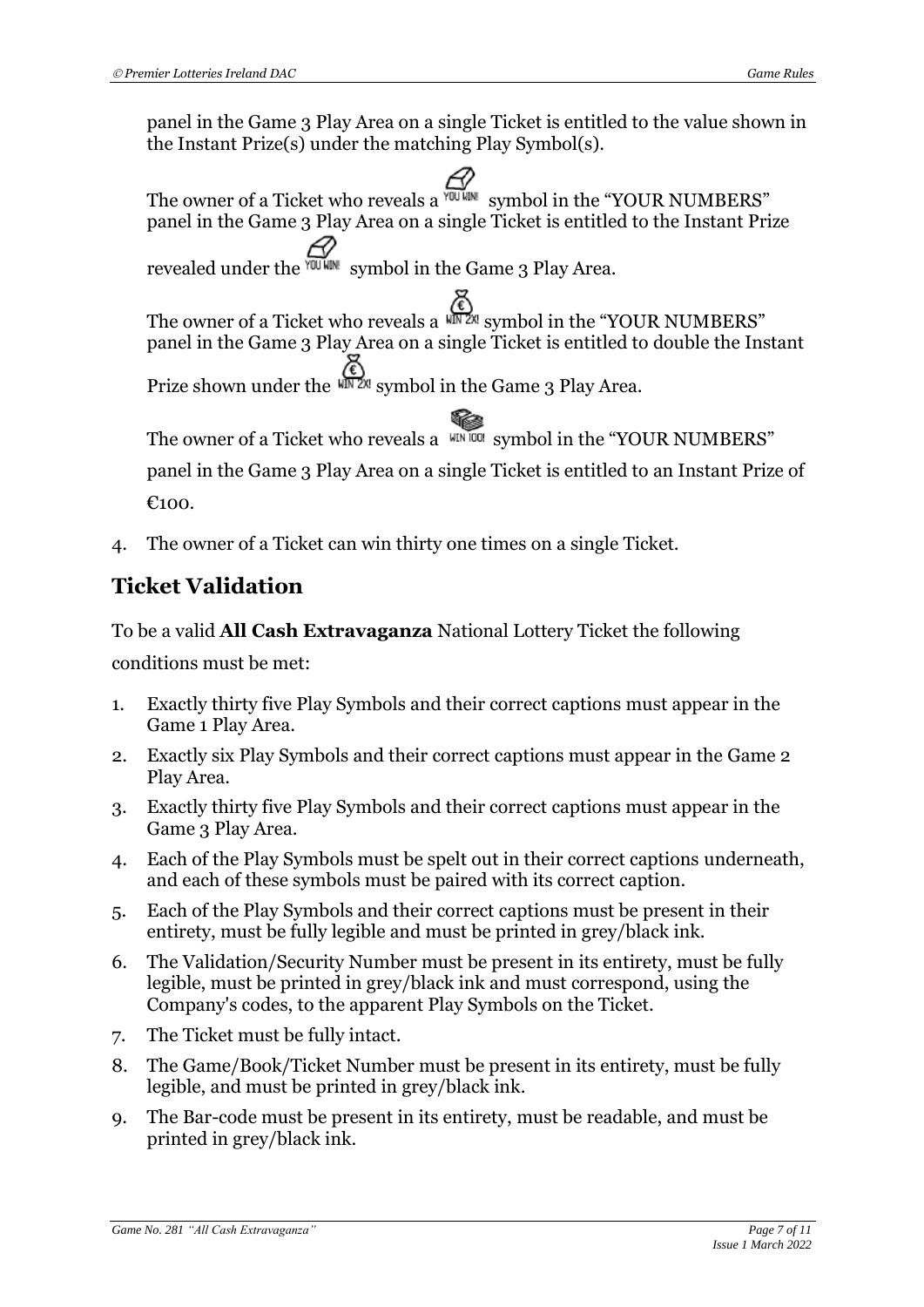panel in the Game 3 Play Area on a single Ticket is entitled to the value shown in the Instant Prize(s) under the matching Play Symbol(s).

The owner of a Ticket who reveals a YOU WIN! symbol in the "YOUR NUMBERS" panel in the Game 3 Play Area on a single Ticket is entitled to the Instant Prize revealed under the YOU WIN! symbol in the Game 3 Play Area.

The owner of a Ticket who reveals a WIN 2X! symbol in the "YOUR NUMBERS" panel in the Game 3 Play Area on a single Ticket is entitled to double the Instant Prize shown under the WIN 2X! symbol in the Game 3 Play Area.

The owner of a Ticket who reveals a WIN 100! symbol in the "YOUR NUMBERS" panel in the Game 3 Play Area on a single Ticket is entitled to an Instant Prize of €100.

4. The owner of a Ticket can win thirty one times on a single Ticket.

## Ticket Validation

To be a valid **All Cash Extravaganza** National Lottery Ticket the following conditions must be met:

1. Exactly thirty five Play Symbols and their correct captions must appear in the Game 1 Play Area.
2. Exactly six Play Symbols and their correct captions must appear in the Game 2 Play Area.
3. Exactly thirty five Play Symbols and their correct captions must appear in the Game 3 Play Area.
4. Each of the Play Symbols must be spelt out in their correct captions underneath, and each of these symbols must be paired with its correct caption.
5. Each of the Play Symbols and their correct captions must be present in their entirety, must be fully legible and must be printed in grey/black ink.
6. The Validation/Security Number must be present in its entirety, must be fully legible, must be printed in grey/black ink and must correspond, using the Company's codes, to the apparent Play Symbols on the Ticket.
7. The Ticket must be fully intact.
8. The Game/Book/Ticket Number must be present in its entirety, must be fully legible, and must be printed in grey/black ink.
9. The Bar-code must be present in its entirety, must be readable, and must be printed in grey/black ink.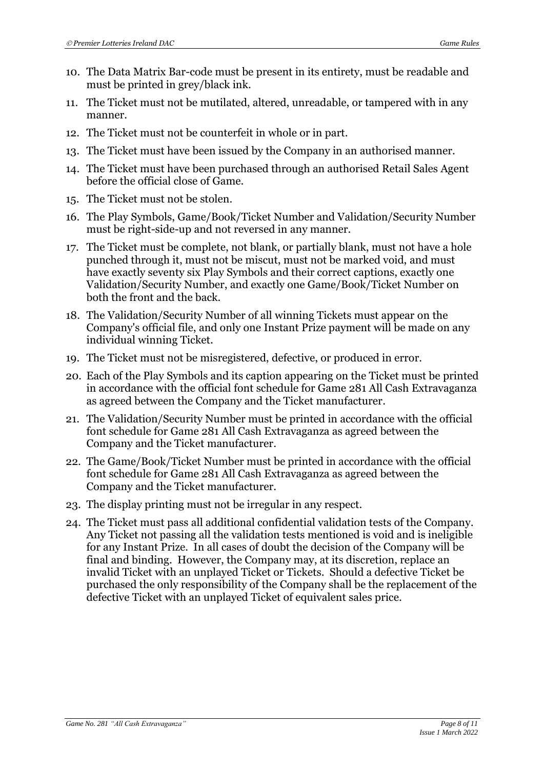10. The Data Matrix Bar-code must be present in its entirety, must be readable and must be printed in grey/black ink.
11. The Ticket must not be mutilated, altered, unreadable, or tampered with in any manner.
12. The Ticket must not be counterfeit in whole or in part.
13. The Ticket must have been issued by the Company in an authorised manner.
14. The Ticket must have been purchased through an authorised Retail Sales Agent before the official close of Game.
15. The Ticket must not be stolen.
16. The Play Symbols, Game/Book/Ticket Number and Validation/Security Number must be right-side-up and not reversed in any manner.
17. The Ticket must be complete, not blank, or partially blank, must not have a hole punched through it, must not be miscut, must not be marked void, and must have exactly seventy six Play Symbols and their correct captions, exactly one Validation/Security Number, and exactly one Game/Book/Ticket Number on both the front and the back.
18. The Validation/Security Number of all winning Tickets must appear on the Company's official file, and only one Instant Prize payment will be made on any individual winning Ticket.
19. The Ticket must not be misregistered, defective, or produced in error.
20. Each of the Play Symbols and its caption appearing on the Ticket must be printed in accordance with the official font schedule for Game 281 All Cash Extravaganza as agreed between the Company and the Ticket manufacturer.
21. The Validation/Security Number must be printed in accordance with the official font schedule for Game 281 All Cash Extravaganza as agreed between the Company and the Ticket manufacturer.
22. The Game/Book/Ticket Number must be printed in accordance with the official font schedule for Game 281 All Cash Extravaganza as agreed between the Company and the Ticket manufacturer.
23. The display printing must not be irregular in any respect.
24. The Ticket must pass all additional confidential validation tests of the Company. Any Ticket not passing all the validation tests mentioned is void and is ineligible for any Instant Prize. In all cases of doubt the decision of the Company will be final and binding. However, the Company may, at its discretion, replace an invalid Ticket with an unplayed Ticket or Tickets. Should a defective Ticket be purchased the only responsibility of the Company shall be the replacement of the defective Ticket with an unplayed Ticket of equivalent sales price.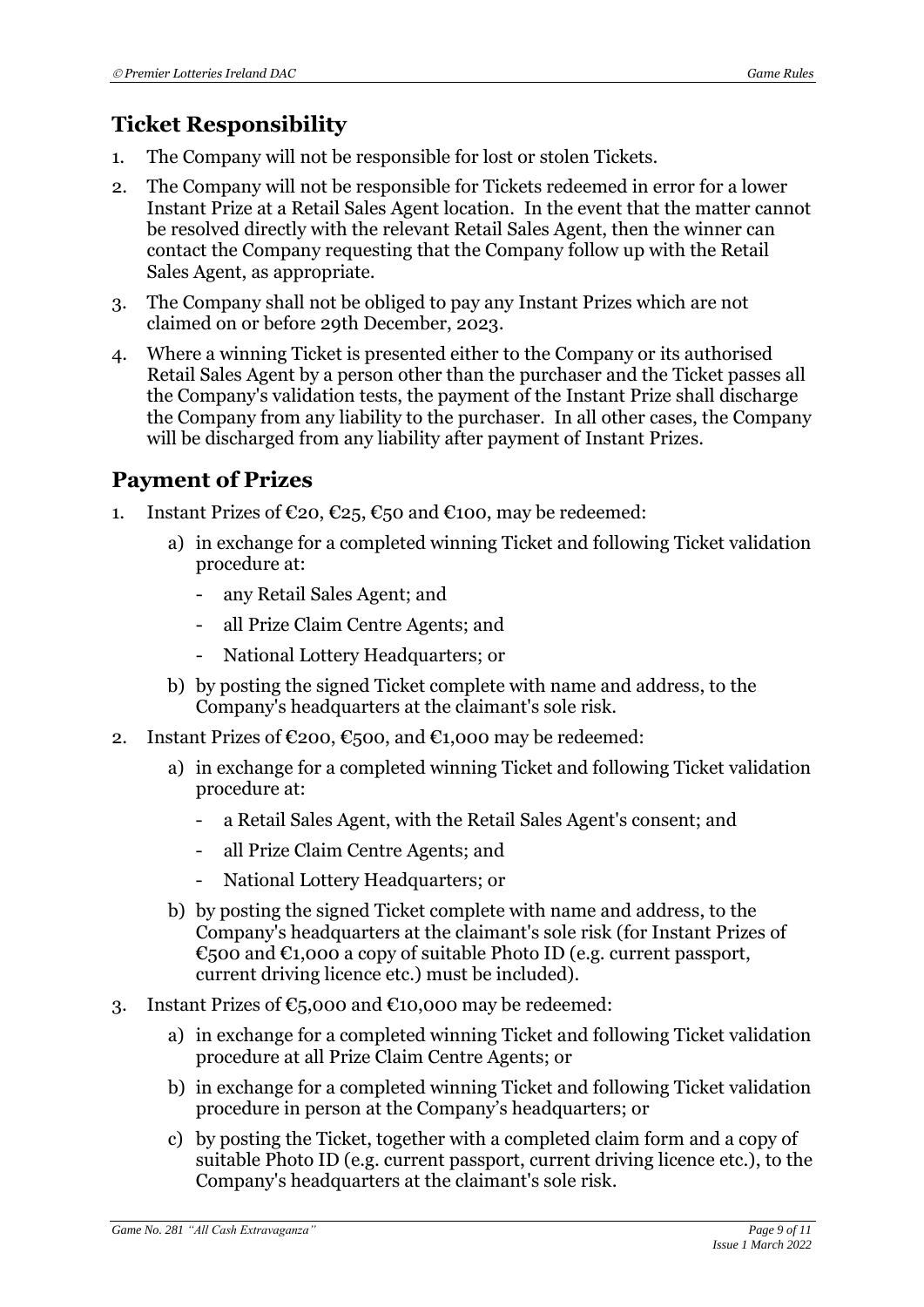## Ticket Responsibility

1. The Company will not be responsible for lost or stolen Tickets.
2. The Company will not be responsible for Tickets redeemed in error for a lower Instant Prize at a Retail Sales Agent location. In the event that the matter cannot be resolved directly with the relevant Retail Sales Agent, then the winner can contact the Company requesting that the Company follow up with the Retail Sales Agent, as appropriate.
3. The Company shall not be obliged to pay any Instant Prizes which are not claimed on or before 29th December, 2023.
4. Where a winning Ticket is presented either to the Company or its authorised Retail Sales Agent by a person other than the purchaser and the Ticket passes all the Company's validation tests, the payment of the Instant Prize shall discharge the Company from any liability to the purchaser. In all other cases, the Company will be discharged from any liability after payment of Instant Prizes.

## Payment of Prizes

1. Instant Prizes of €20, €25, €50 and €100, may be redeemed:
   a) in exchange for a completed winning Ticket and following Ticket validation procedure at:
      - any Retail Sales Agent; and
      - all Prize Claim Centre Agents; and
      - National Lottery Headquarters; or
   b) by posting the signed Ticket complete with name and address, to the Company's headquarters at the claimant's sole risk.
2. Instant Prizes of €200, €500, and €1,000 may be redeemed:
   a) in exchange for a completed winning Ticket and following Ticket validation procedure at:
      - a Retail Sales Agent, with the Retail Sales Agent's consent; and
      - all Prize Claim Centre Agents; and
      - National Lottery Headquarters; or
   b) by posting the signed Ticket complete with name and address, to the Company's headquarters at the claimant's sole risk (for Instant Prizes of €500 and €1,000 a copy of suitable Photo ID (e.g. current passport, current driving licence etc.) must be included).
3. Instant Prizes of €5,000 and €10,000 may be redeemed:
   a) in exchange for a completed winning Ticket and following Ticket validation procedure at all Prize Claim Centre Agents; or
   b) in exchange for a completed winning Ticket and following Ticket validation procedure in person at the Company's headquarters; or
   c) by posting the Ticket, together with a completed claim form and a copy of suitable Photo ID (e.g. current passport, current driving licence etc.), to the Company's headquarters at the claimant's sole risk.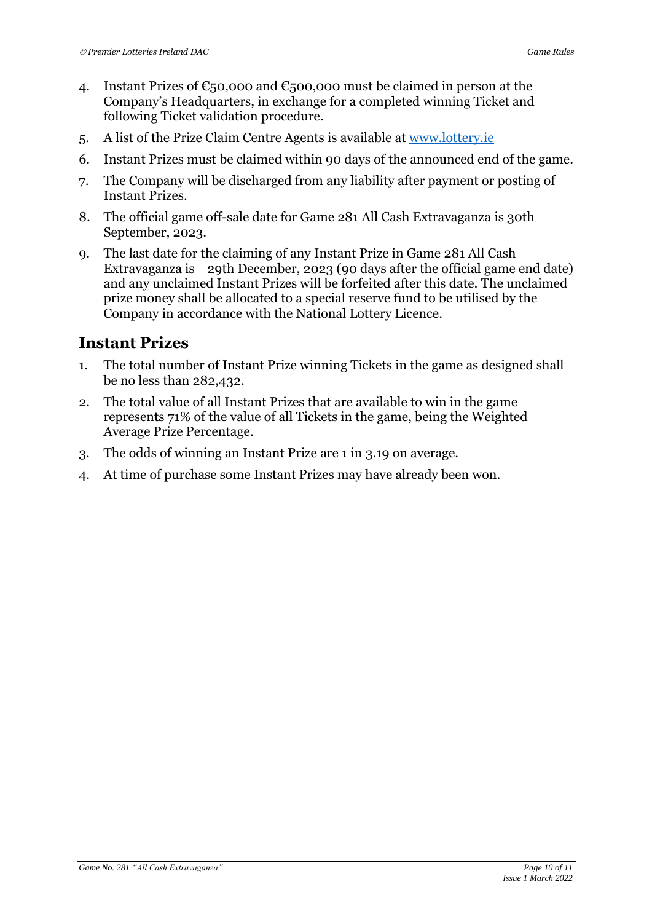4. Instant Prizes of €50,000 and €500,000 must be claimed in person at the Company's Headquarters, in exchange for a completed winning Ticket and following Ticket validation procedure.
5. A list of the Prize Claim Centre Agents is available at [www.lottery.ie](www.lottery.ie)
6. Instant Prizes must be claimed within 90 days of the announced end of the game.
7. The Company will be discharged from any liability after payment or posting of Instant Prizes.
8. The official game off-sale date for Game 281 All Cash Extravaganza is 30th September, 2023.
9. The last date for the claiming of any Instant Prize in Game 281 All Cash Extravaganza is 29th December, 2023 (90 days after the official game end date) and any unclaimed Instant Prizes will be forfeited after this date. The unclaimed prize money shall be allocated to a special reserve fund to be utilised by the Company in accordance with the National Lottery Licence.

## Instant Prizes

1. The total number of Instant Prize winning Tickets in the game as designed shall be no less than 282,432.
2. The total value of all Instant Prizes that are available to win in the game represents 71% of the value of all Tickets in the game, being the Weighted Average Prize Percentage.
3. The odds of winning an Instant Prize are 1 in 3.19 on average.
4. At time of purchase some Instant Prizes may have already been won.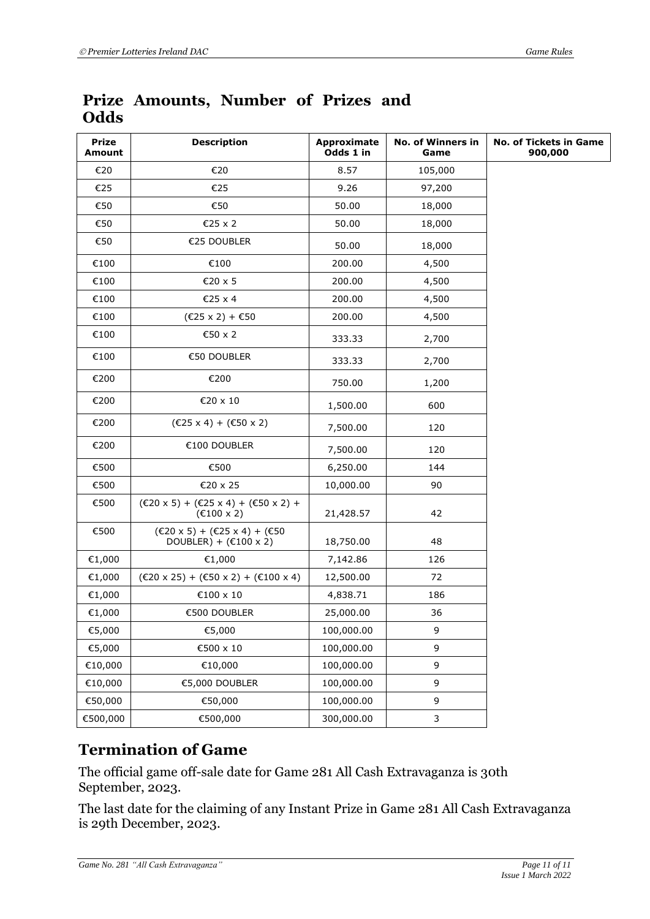## Prize Amounts, Number of Prizes and Odds

| Prize Amount | Description | Approximate Odds 1 in | No. of Winners in Game | No. of Tickets in Game 900,000 |
|---|---|---|---|---|
| €20 | €20 | 8.57 | 105,000 | |
| €25 | €25 | 9.26 | 97,200 | |
| €50 | €50 | 50.00 | 18,000 | |
| €50 | €25 x 2 | 50.00 | 18,000 | |
| €50 | €25 DOUBLER | 50.00 | 18,000 | |
| €100 | €100 | 200.00 | 4,500 | |
| €100 | €20 x 5 | 200.00 | 4,500 | |
| €100 | €25 x 4 | 200.00 | 4,500 | |
| €100 | (€25 x 2) + €50 | 200.00 | 4,500 | |
| €100 | €50 x 2 | 333.33 | 2,700 | |
| €100 | €50 DOUBLER | 333.33 | 2,700 | |
| €200 | €200 | 750.00 | 1,200 | |
| €200 | €20 x 10 | 1,500.00 | 600 | |
| €200 | (€25 x 4) + (€50 x 2) | 7,500.00 | 120 | |
| €200 | €100 DOUBLER | 7,500.00 | 120 | |
| €500 | €500 | 6,250.00 | 144 | |
| €500 | €20 x 25 | 10,000.00 | 90 | |
| €500 | (€20 x 5) + (€25 x 4) + (€50 x 2) + (€100 x 2) | 21,428.57 | 42 | |
| €500 | (€20 x 5) + (€25 x 4) + (€50 DOUBLER) + (€100 x 2) | 18,750.00 | 48 | |
| €1,000 | €1,000 | 7,142.86 | 126 | |
| €1,000 | (€20 x 25) + (€50 x 2) + (€100 x 4) | 12,500.00 | 72 | |
| €1,000 | €100 x 10 | 4,838.71 | 186 | |
| €1,000 | €500 DOUBLER | 25,000.00 | 36 | |
| €5,000 | €5,000 | 100,000.00 | 9 | |
| €5,000 | €500 x 10 | 100,000.00 | 9 | |
| €10,000 | €10,000 | 100,000.00 | 9 | |
| €10,000 | €5,000 DOUBLER | 100,000.00 | 9 | |
| €50,000 | €50,000 | 100,000.00 | 9 | |
| €500,000 | €500,000 | 300,000.00 | 3 | |

## Termination of Game

The official game off-sale date for Game 281 All Cash Extravaganza is 30th September, 2023.

The last date for the claiming of any Instant Prize in Game 281 All Cash Extravaganza is 29th December, 2023.